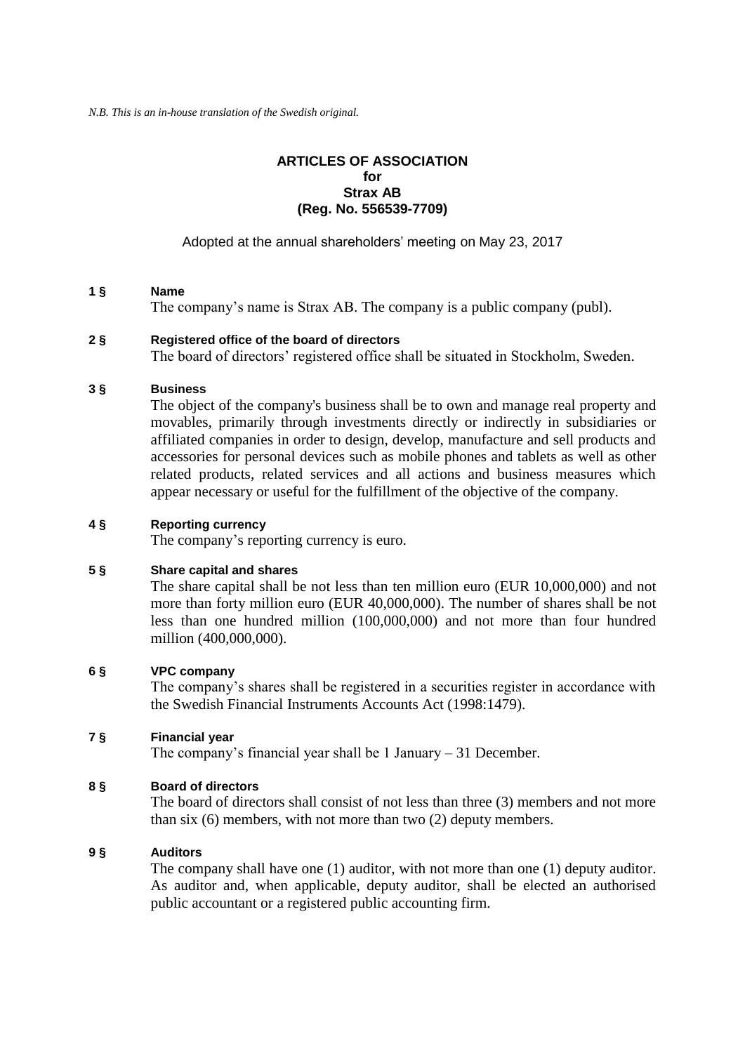*N.B. This is an in-house translation of the Swedish original.*

# ARTICLES OF ASSOCIATION
## for
## Strax AB
## (Reg. No. 556539-7709)

Adopted at the annual shareholders' meeting on May 23, 2017

### 1 § Name

The company's name is Strax AB. The company is a public company (publ).

### 2 § Registered office of the board of directors

The board of directors' registered office shall be situated in Stockholm, Sweden.

### 3 § Business

The object of the company's business shall be to own and manage real property and movables, primarily through investments directly or indirectly in subsidiaries or affiliated companies in order to design, develop, manufacture and sell products and accessories for personal devices such as mobile phones and tablets as well as other related products, related services and all actions and business measures which appear necessary or useful for the fulfillment of the objective of the company.

### 4 § Reporting currency

The company's reporting currency is euro.

### 5 § Share capital and shares

The share capital shall be not less than ten million euro (EUR 10,000,000) and not more than forty million euro (EUR 40,000,000). The number of shares shall be not less than one hundred million (100,000,000) and not more than four hundred million (400,000,000).

### 6 § VPC company

The company's shares shall be registered in a securities register in accordance with the Swedish Financial Instruments Accounts Act (1998:1479).

### 7 § Financial year

The company's financial year shall be 1 January – 31 December.

### 8 § Board of directors

The board of directors shall consist of not less than three (3) members and not more than six (6) members, with not more than two (2) deputy members.

### 9 § Auditors

The company shall have one (1) auditor, with not more than one (1) deputy auditor. As auditor and, when applicable, deputy auditor, shall be elected an authorised public accountant or a registered public accounting firm.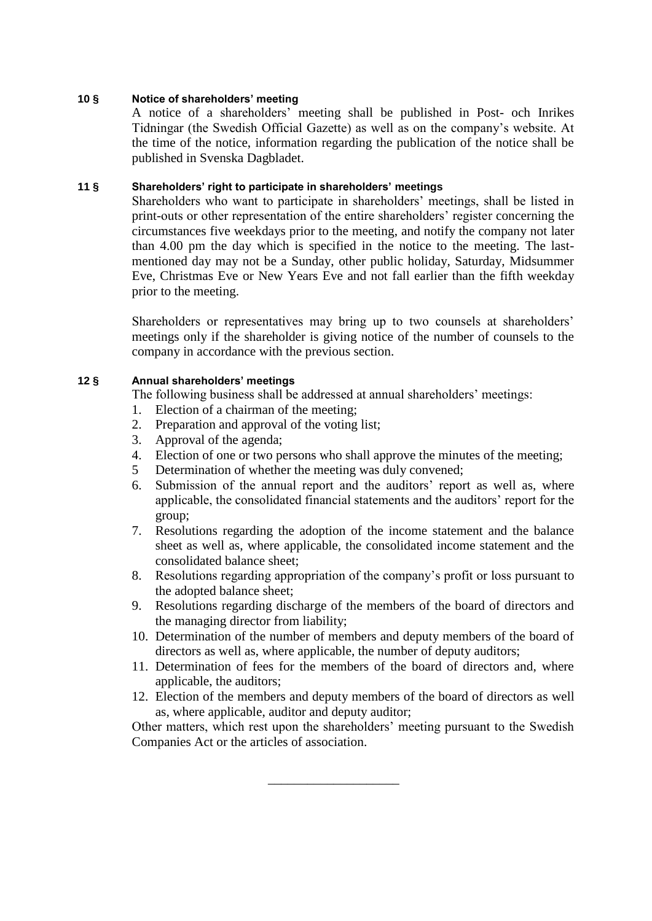### 10 § Notice of shareholders' meeting

A notice of a shareholders' meeting shall be published in Post- och Inrikes Tidningar (the Swedish Official Gazette) as well as on the company's website. At the time of the notice, information regarding the publication of the notice shall be published in Svenska Dagbladet.

### 11 § Shareholders' right to participate in shareholders' meetings

Shareholders who want to participate in shareholders' meetings, shall be listed in print-outs or other representation of the entire shareholders' register concerning the circumstances five weekdays prior to the meeting, and notify the company not later than 4.00 pm the day which is specified in the notice to the meeting. The last-mentioned day may not be a Sunday, other public holiday, Saturday, Midsummer Eve, Christmas Eve or New Years Eve and not fall earlier than the fifth weekday prior to the meeting.

Shareholders or representatives may bring up to two counsels at shareholders' meetings only if the shareholder is giving notice of the number of counsels to the company in accordance with the previous section.

### 12 § Annual shareholders' meetings

The following business shall be addressed at annual shareholders' meetings:

1. Election of a chairman of the meeting;
2. Preparation and approval of the voting list;
3. Approval of the agenda;
4. Election of one or two persons who shall approve the minutes of the meeting;
5. Determination of whether the meeting was duly convened;
6. Submission of the annual report and the auditors' report as well as, where applicable, the consolidated financial statements and the auditors' report for the group;
7. Resolutions regarding the adoption of the income statement and the balance sheet as well as, where applicable, the consolidated income statement and the consolidated balance sheet;
8. Resolutions regarding appropriation of the company's profit or loss pursuant to the adopted balance sheet;
9. Resolutions regarding discharge of the members of the board of directors and the managing director from liability;
10. Determination of the number of members and deputy members of the board of directors as well as, where applicable, the number of deputy auditors;
11. Determination of fees for the members of the board of directors and, where applicable, the auditors;
12. Election of the members and deputy members of the board of directors as well as, where applicable, auditor and deputy auditor;

Other matters, which rest upon the shareholders' meeting pursuant to the Swedish Companies Act or the articles of association.

\_\_\_\_\_\_\_\_\_\_\_\_\_\_\_\_\_\_\_\_